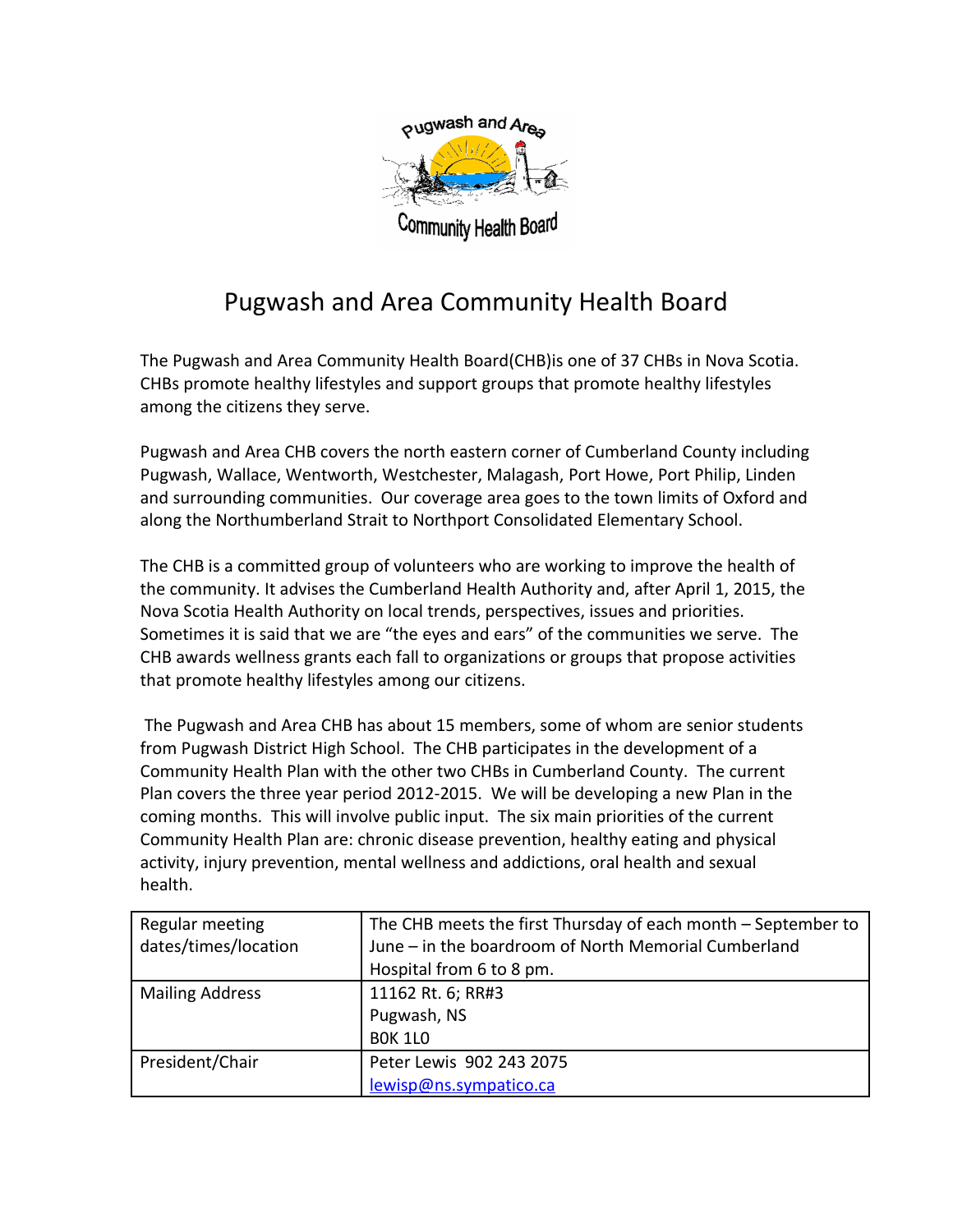# Pugwash and Area Community Health Board

The Pugwash and Area Community Health Board(CHB)is one of 37 CHBs in Nova Scotia. CHBs promote healthy lifestyles and support groups that promote healthy lifestyles among the citizens they serve.

Pugwash and Area CHB covers the north eastern corner of Cumberland County including Pugwash, Wallace, Wentworth, Westchester, Malagash, Port Howe, Port Philip, Linden and surrounding communities. Our coverage area goes to the town limits of Oxford and along the Northumberland Strait to Northport Consolidated Elementary School.

The CHB is a committed group of volunteers who are working to improve the health of the community. It advises the Cumberland Health Authority and, after April 1, 2015, the Nova Scotia Health Authority on local trends, perspectives, issues and priorities. Sometimes it is said that we are "the eyes and ears" of the communities we serve. The CHB awards wellness grants each fall to organizations or groups that propose activities that promote healthy lifestyles among our citizens.

The Pugwash and Area CHB has about 15 members, some of whom are senior students from Pugwash District High School. The CHB participates in the development of a Community Health Plan with the other two CHBs in Cumberland County. The current Plan covers the three year period 2012-2015. We will be developing a new Plan in the coming months. This will involve public input. The six main priorities of the current Community Health Plan are: chronic disease prevention, healthy eating and physical activity, injury prevention, mental wellness and addictions, oral health and sexual health.

| Regular meeting dates/times/location | The CHB meets the first Thursday of each month – September to June – in the boardroom of North Memorial Cumberland Hospital from 6 to 8 pm. |
|---|---|
| Mailing Address | 11162 Rt. 6; RR#3<br>Pugwash, NS<br>B0K 1L0 |
| President/Chair | Peter Lewis 902 243 2075<br>lewisp@ns.sympatico.ca |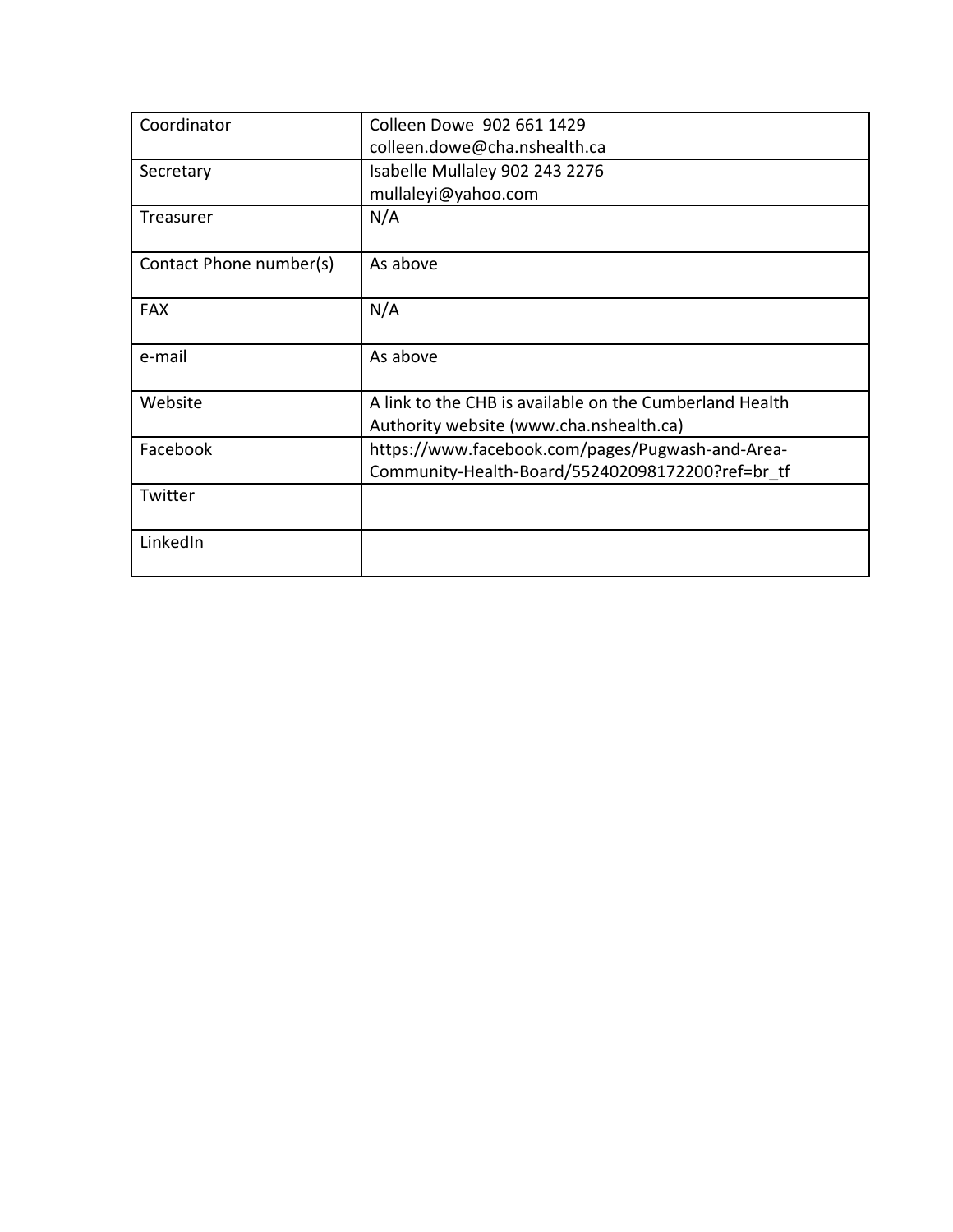| | |
|---|---|
| Coordinator | Colleen Dowe 902 661 1429<br>colleen.dowe@cha.nshealth.ca |
| Secretary | Isabelle Mullaley 902 243 2276<br>mullaleyi@yahoo.com |
| Treasurer | N/A |
| Contact Phone number(s) | As above |
| FAX | N/A |
| e-mail | As above |
| Website | A link to the CHB is available on the Cumberland Health Authority website (www.cha.nshealth.ca) |
| Facebook | https://www.facebook.com/pages/Pugwash-and-Area-Community-Health-Board/552402098172200?ref=br_tf |
| Twitter | |
| LinkedIn | |